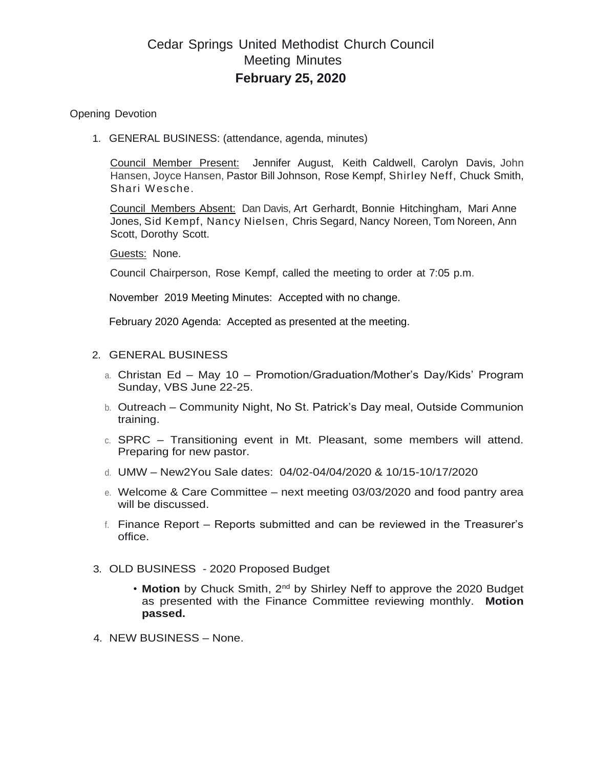# Cedar Springs United Methodist Church Council
## Meeting Minutes
## February 25, 2020

Opening Devotion

1. GENERAL BUSINESS: (attendance, agenda, minutes)

   Council Member Present: Jennifer August, Keith Caldwell, Carolyn Davis, John Hansen, Joyce Hansen, Pastor Bill Johnson, Rose Kempf, Shirley Neff, Chuck Smith, Shari Wesche.

   Council Members Absent: Dan Davis, Art Gerhardt, Bonnie Hitchingham, Mari Anne Jones, Sid Kempf, Nancy Nielsen, Chris Segard, Nancy Noreen, Tom Noreen, Ann Scott, Dorothy Scott.

   Guests: None.

   Council Chairperson, Rose Kempf, called the meeting to order at 7:05 p.m.

   November 2019 Meeting Minutes: Accepted with no change.

   February 2020 Agenda: Accepted as presented at the meeting.

2. GENERAL BUSINESS
   a. Christan Ed – May 10 – Promotion/Graduation/Mother's Day/Kids' Program Sunday, VBS June 22-25.
   b. Outreach – Community Night, No St. Patrick's Day meal, Outside Communion training.
   c. SPRC – Transitioning event in Mt. Pleasant, some members will attend. Preparing for new pastor.
   d. UMW – New2You Sale dates: 04/02-04/04/2020 & 10/15-10/17/2020
   e. Welcome & Care Committee – next meeting 03/03/2020 and food pantry area will be discussed.
   f. Finance Report – Reports submitted and can be reviewed in the Treasurer's office.

3. OLD BUSINESS - 2020 Proposed Budget
   - **Motion** by Chuck Smith, 2nd by Shirley Neff to approve the 2020 Budget as presented with the Finance Committee reviewing monthly. **Motion passed.**

4. NEW BUSINESS – None.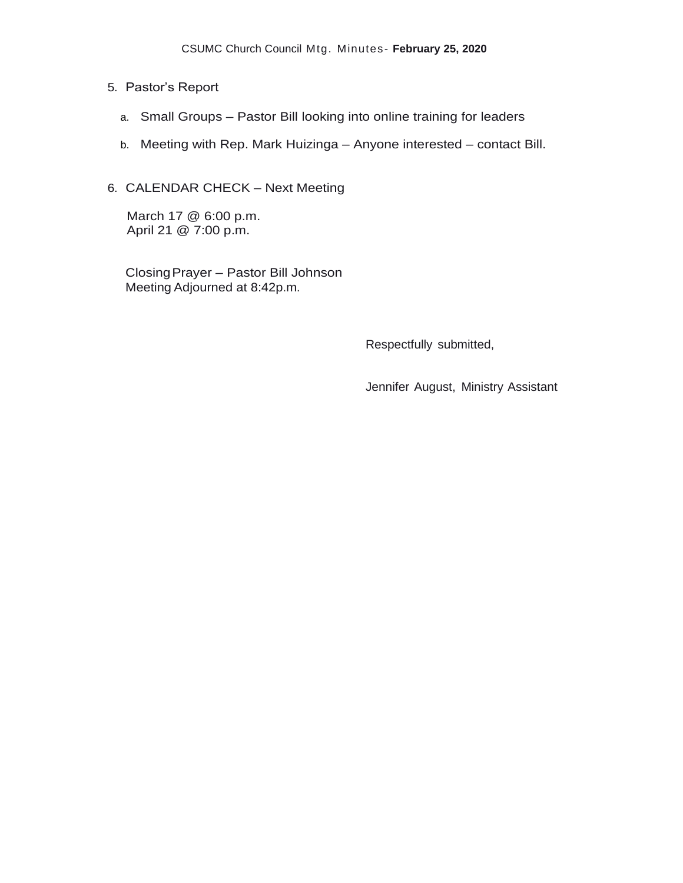5. Pastor's Report

   a. Small Groups – Pastor Bill looking into online training for leaders

   b. Meeting with Rep. Mark Huizinga – Anyone interested – contact Bill.

6. CALENDAR CHECK – Next Meeting

   March 17 @ 6:00 p.m.
   April 21 @ 7:00 p.m.

Closing Prayer – Pastor Bill Johnson
Meeting Adjourned at 8:42p.m.

Respectfully submitted,

Jennifer August, Ministry Assistant